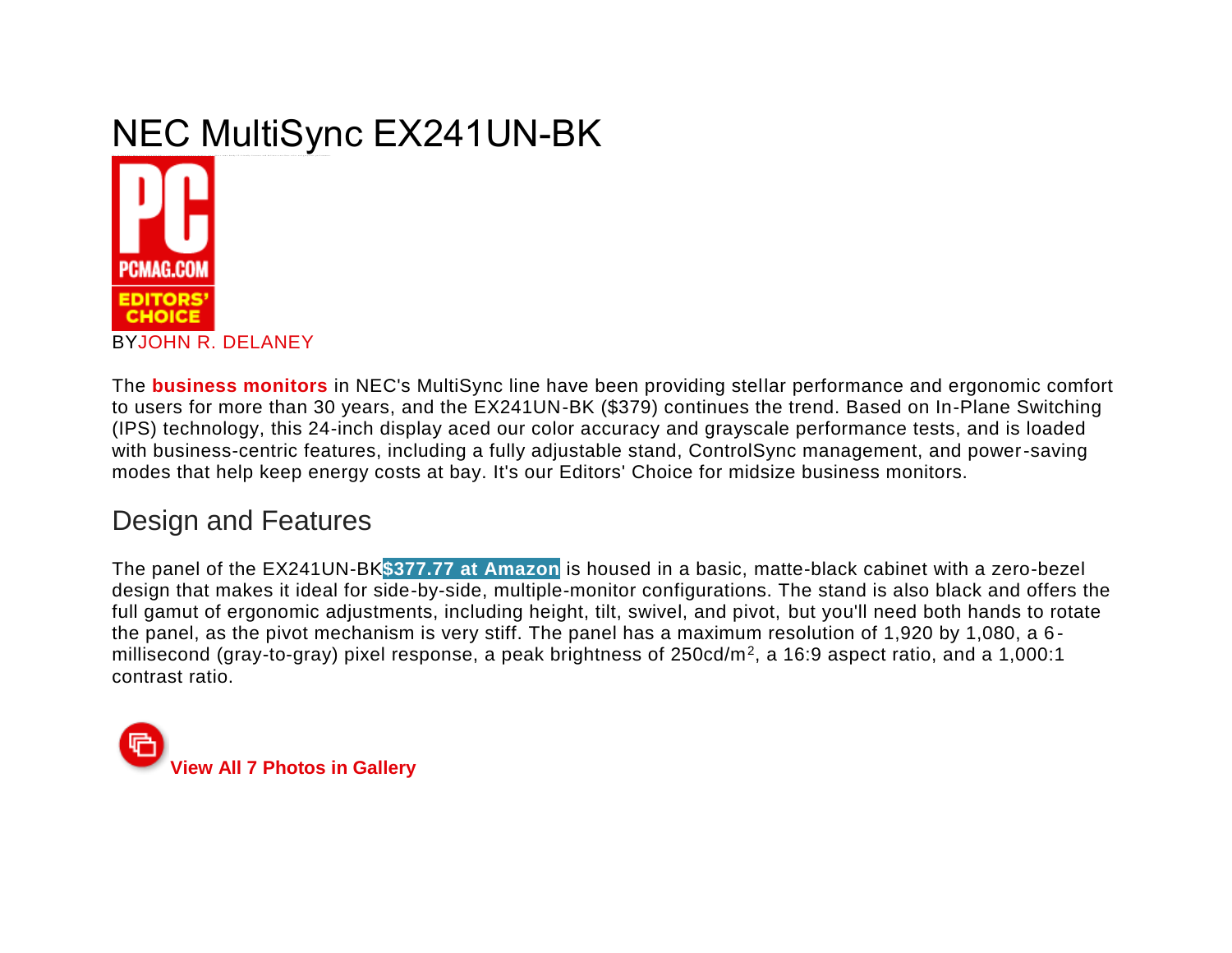# NEC MultiSync EX241UN-BK

PCMAG.COM EDITORS' CHOICE

BY JOHN R. DELANEY

The **business monitors** in NEC's MultiSync line have been providing stellar performance and ergonomic comfort to users for more than 30 years, and the EX241UN-BK ($379) continues the trend. Based on In-Plane Switching (IPS) technology, this 24-inch display aced our color accuracy and grayscale performance tests, and is loaded with business-centric features, including a fully adjustable stand, ControlSync management, and power-saving modes that help keep energy costs at bay. It's our Editors' Choice for midsize business monitors.

## Design and Features

The panel of the EX241UN-BK **$377.77 at Amazon** is housed in a basic, matte-black cabinet with a zero-bezel design that makes it ideal for side-by-side, multiple-monitor configurations. The stand is also black and offers the full gamut of ergonomic adjustments, including height, tilt, swivel, and pivot, but you'll need both hands to rotate the panel, as the pivot mechanism is very stiff. The panel has a maximum resolution of 1,920 by 1,080, a 6-millisecond (gray-to-gray) pixel response, a peak brightness of 250cd/$m^2$, a 16:9 aspect ratio, and a 1,000:1 contrast ratio.

**View All 7 Photos in Gallery**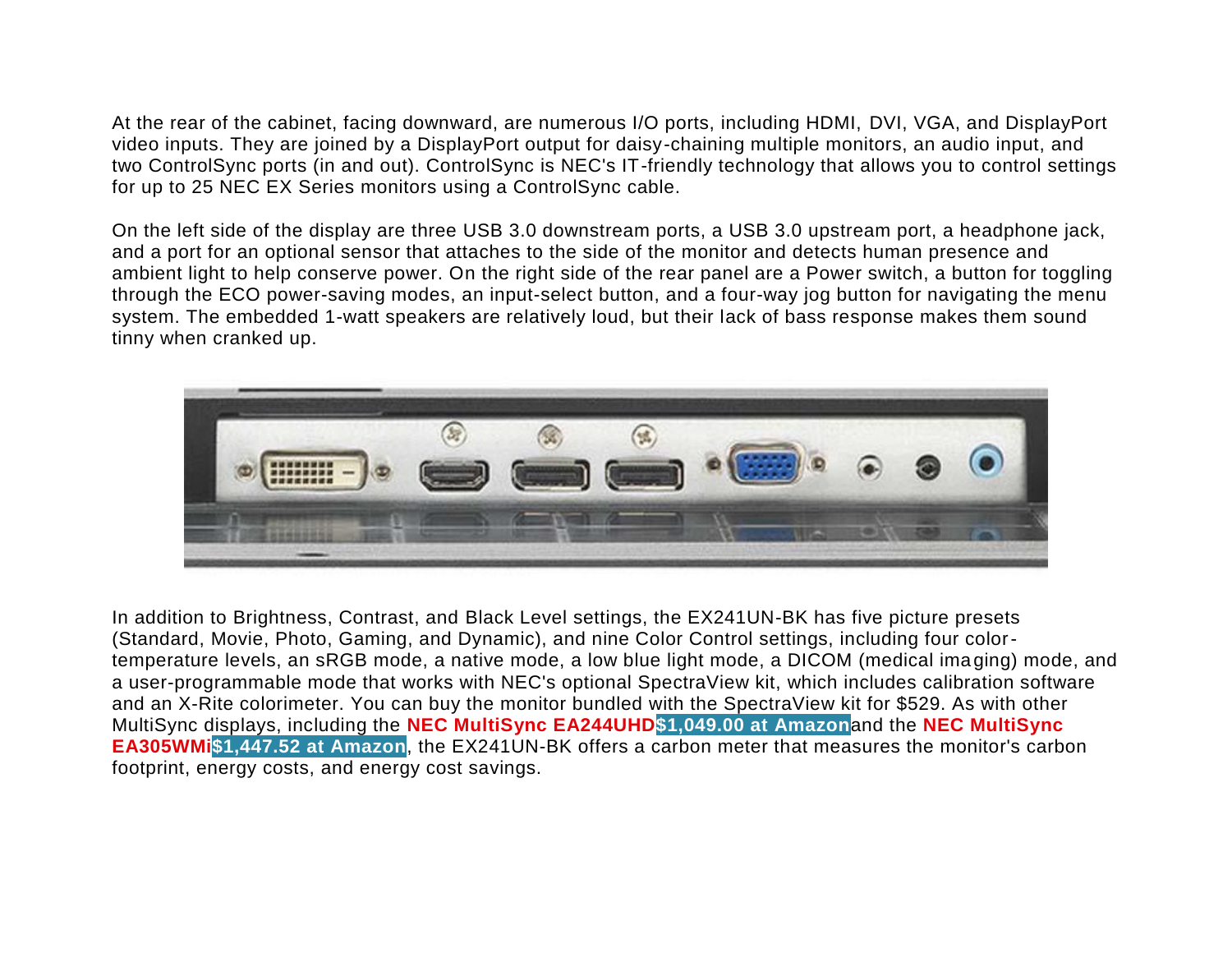At the rear of the cabinet, facing downward, are numerous I/O ports, including HDMI, DVI, VGA, and DisplayPort video inputs. They are joined by a DisplayPort output for daisy-chaining multiple monitors, an audio input, and two ControlSync ports (in and out). ControlSync is NEC's IT-friendly technology that allows you to control settings for up to 25 NEC EX Series monitors using a ControlSync cable.

On the left side of the display are three USB 3.0 downstream ports, a USB 3.0 upstream port, a headphone jack, and a port for an optional sensor that attaches to the side of the monitor and detects human presence and ambient light to help conserve power. On the right side of the rear panel are a Power switch, a button for toggling through the ECO power-saving modes, an input-select button, and a four-way jog button for navigating the menu system. The embedded 1-watt speakers are relatively loud, but their lack of bass response makes them sound tinny when cranked up.

In addition to Brightness, Contrast, and Black Level settings, the EX241UN-BK has five picture presets (Standard, Movie, Photo, Gaming, and Dynamic), and nine Color Control settings, including four color-temperature levels, an sRGB mode, a native mode, a low blue light mode, a DICOM (medical imaging) mode, and a user-programmable mode that works with NEC's optional SpectraView kit, which includes calibration software and an X-Rite colorimeter. You can buy the monitor bundled with the SpectraView kit for $529. As with other MultiSync displays, including the **NEC MultiSync EA244UHD** **$1,049.00 at Amazon** and the **NEC MultiSync EA305WMi** **$1,447.52 at Amazon**, the EX241UN-BK offers a carbon meter that measures the monitor's carbon footprint, energy costs, and energy cost savings.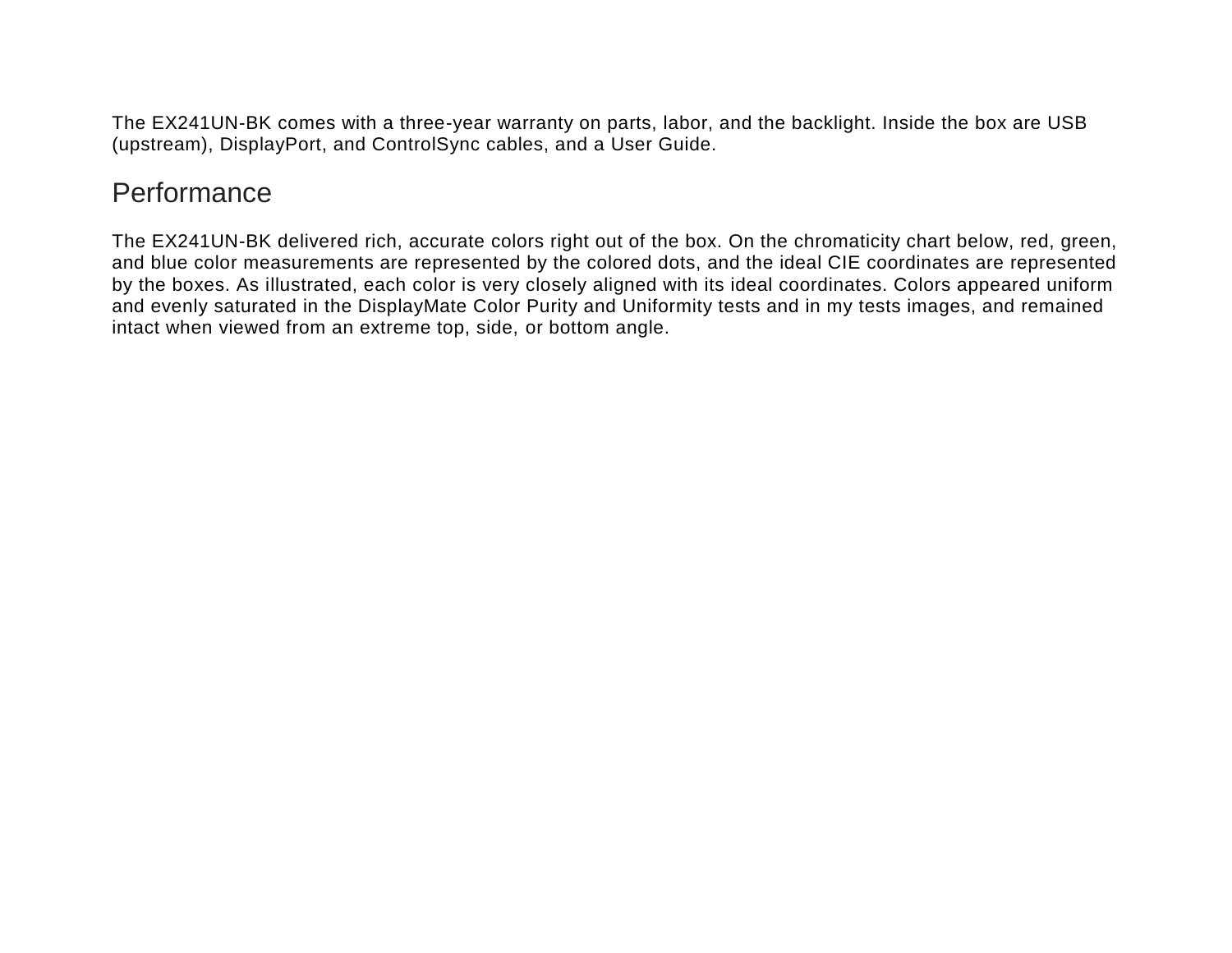The EX241UN-BK comes with a three-year warranty on parts, labor, and the backlight. Inside the box are USB (upstream), DisplayPort, and ControlSync cables, and a User Guide.

## Performance

The EX241UN-BK delivered rich, accurate colors right out of the box. On the chromaticity chart below, red, green, and blue color measurements are represented by the colored dots, and the ideal CIE coordinates are represented by the boxes. As illustrated, each color is very closely aligned with its ideal coordinates. Colors appeared uniform and evenly saturated in the DisplayMate Color Purity and Uniformity tests and in my tests images, and remained intact when viewed from an extreme top, side, or bottom angle.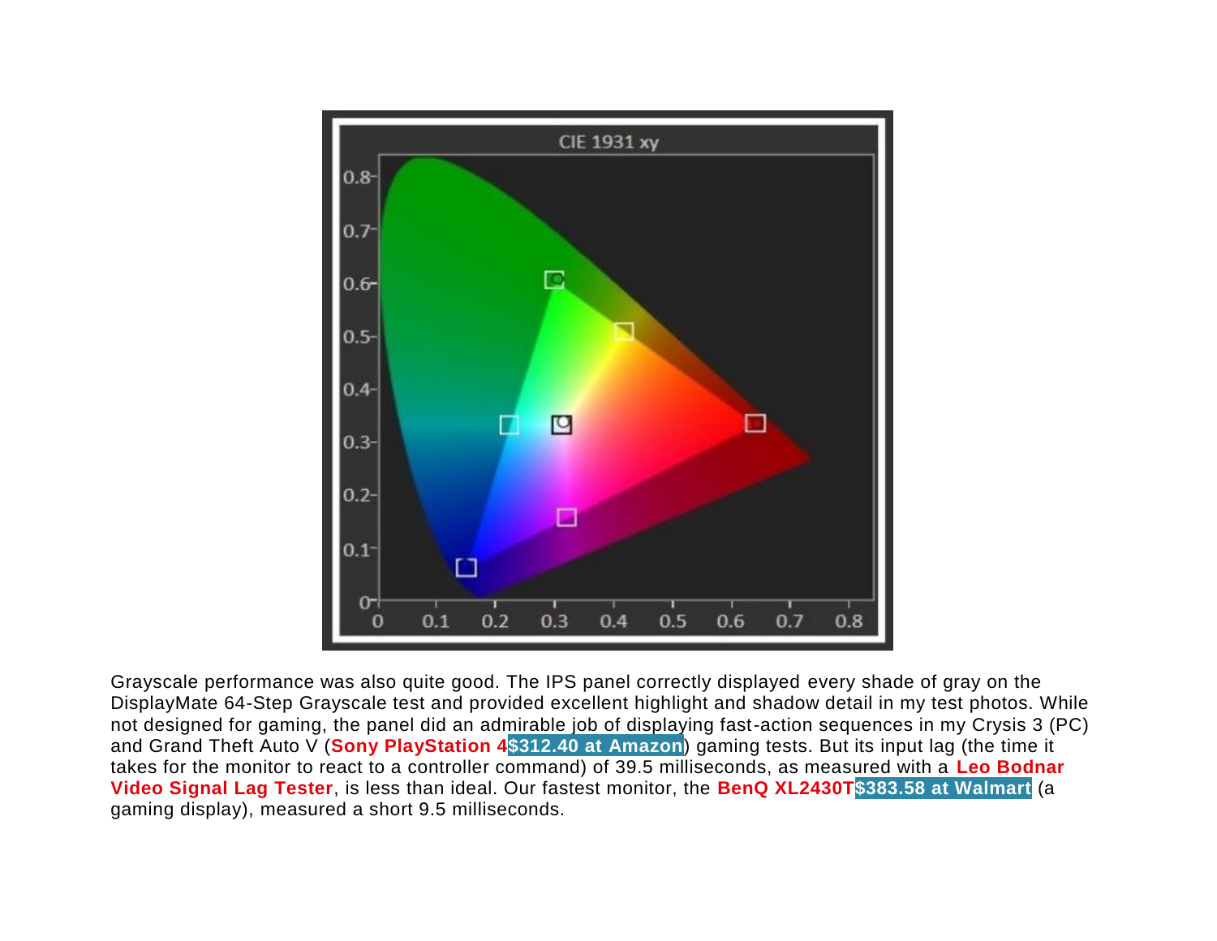Grayscale performance was also quite good. The IPS panel correctly displayed every shade of gray on the DisplayMate 64-Step Grayscale test and provided excellent highlight and shadow detail in my test photos. While not designed for gaming, the panel did an admirable job of displaying fast-action sequences in my Crysis 3 (PC) and Grand Theft Auto V (**Sony PlayStation 4** **$312.40 at Amazon**) gaming tests. But its input lag (the time it takes for the monitor to react to a controller command) of 39.5 milliseconds, as measured with a **Leo Bodnar Video Signal Lag Tester**, is less than ideal. Our fastest monitor, the **BenQ XL2430T** **$383.58 at Walmart** (a gaming display), measured a short 9.5 milliseconds.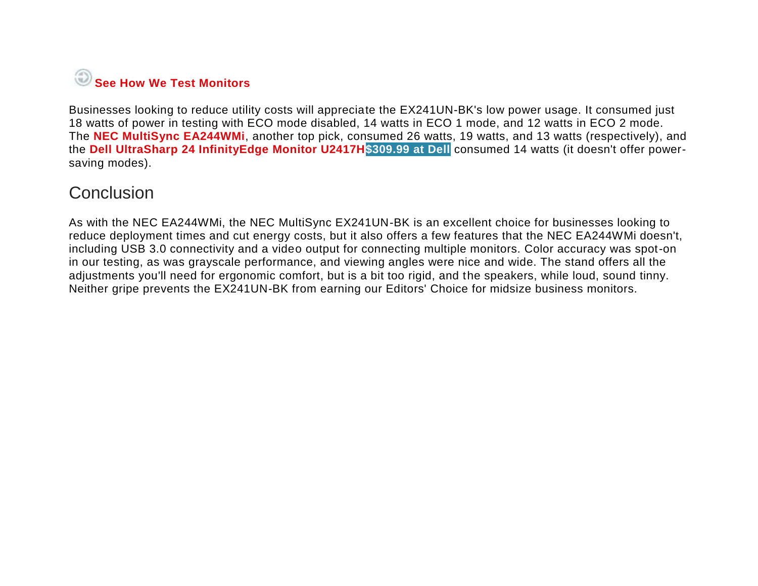**See How We Test Monitors**

Businesses looking to reduce utility costs will appreciate the EX241UN-BK's low power usage. It consumed just 18 watts of power in testing with ECO mode disabled, 14 watts in ECO 1 mode, and 12 watts in ECO 2 mode. The **NEC MultiSync EA244WMi**, another top pick, consumed 26 watts, 19 watts, and 13 watts (respectively), and the **Dell UltraSharp 24 InfinityEdge Monitor U2417H** **$309.99 at Dell** consumed 14 watts (it doesn't offer power-saving modes).

## Conclusion

As with the NEC EA244WMi, the NEC MultiSync EX241UN-BK is an excellent choice for businesses looking to reduce deployment times and cut energy costs, but it also offers a few features that the NEC EA244WMi doesn't, including USB 3.0 connectivity and a video output for connecting multiple monitors. Color accuracy was spot-on in our testing, as was grayscale performance, and viewing angles were nice and wide. The stand offers all the adjustments you'll need for ergonomic comfort, but is a bit too rigid, and the speakers, while loud, sound tinny. Neither gripe prevents the EX241UN-BK from earning our Editors' Choice for midsize business monitors.